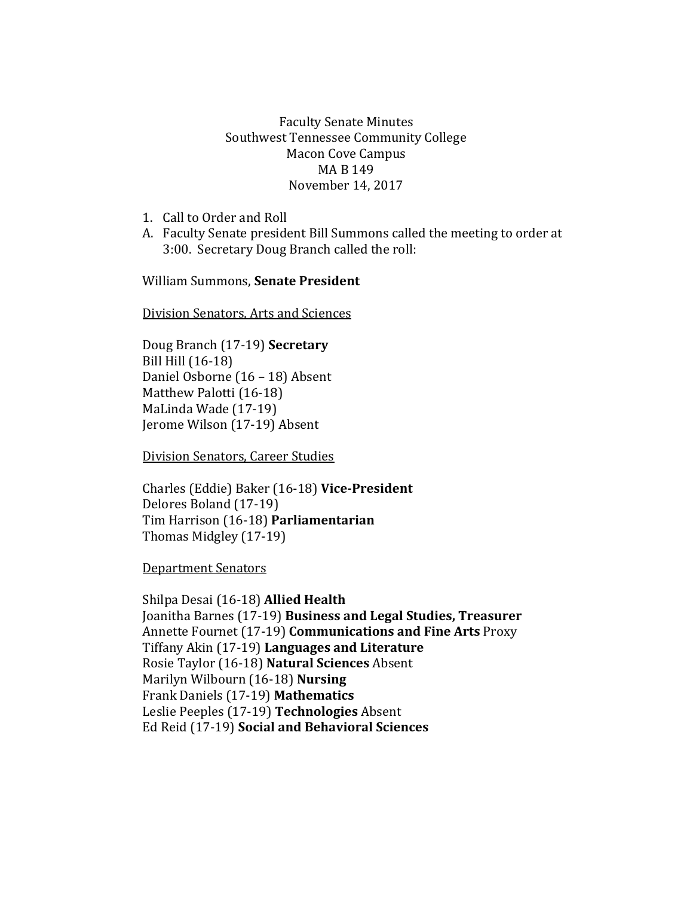Faculty Senate Minutes
Southwest Tennessee Community College
Macon Cove Campus
MA B 149
November 14, 2017

1. Call to Order and Roll

A. Faculty Senate president Bill Summons called the meeting to order at 3:00. Secretary Doug Branch called the roll:

William Summons, **Senate President**

<u>Division Senators, Arts and Sciences</u>

Doug Branch (17-19) **Secretary**
Bill Hill (16-18)
Daniel Osborne (16 – 18) Absent
Matthew Palotti (16-18)
MaLinda Wade (17-19)
Jerome Wilson (17-19) Absent

<u>Division Senators, Career Studies</u>

Charles (Eddie) Baker (16-18) **Vice-President**
Delores Boland (17-19)
Tim Harrison (16-18) **Parliamentarian**
Thomas Midgley (17-19)

<u>Department Senators</u>

Shilpa Desai (16-18) **Allied Health**
Joanitha Barnes (17-19) **Business and Legal Studies, Treasurer**
Annette Fournet (17-19) **Communications and Fine Arts** Proxy
Tiffany Akin (17-19) **Languages and Literature**
Rosie Taylor (16-18) **Natural Sciences** Absent
Marilyn Wilbourn (16-18) **Nursing**
Frank Daniels (17-19) **Mathematics**
Leslie Peeples (17-19) **Technologies** Absent
Ed Reid (17-19) **Social and Behavioral Sciences**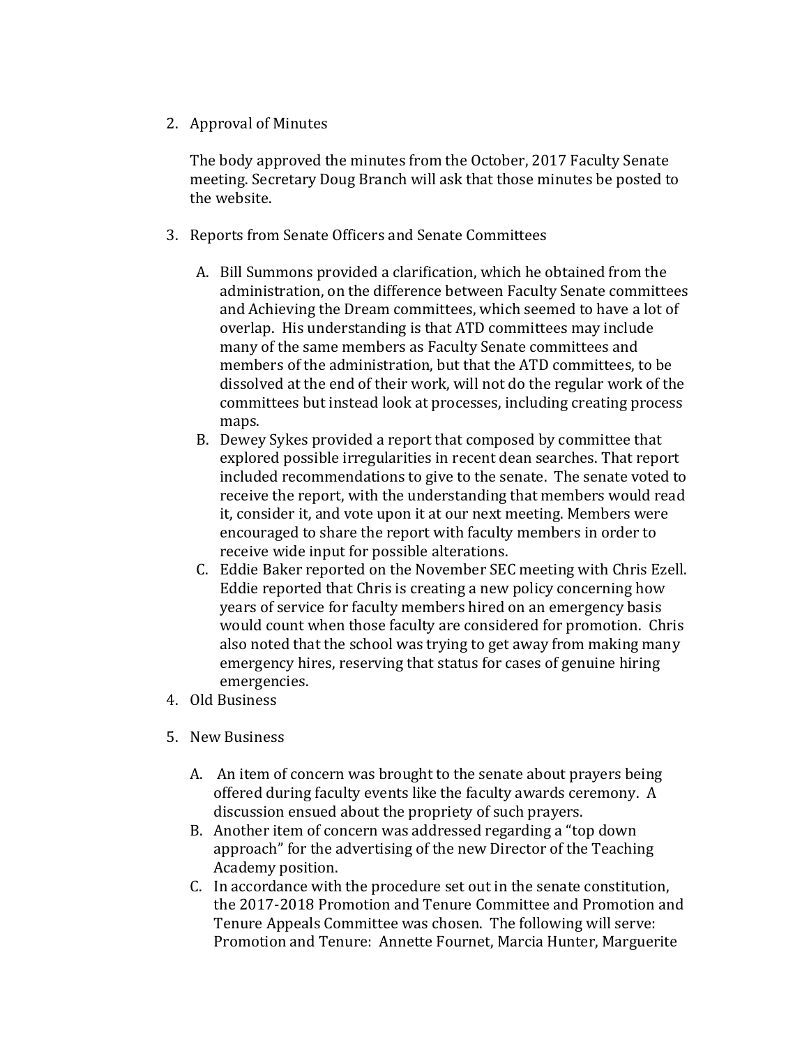2. Approval of Minutes

   The body approved the minutes from the October, 2017 Faculty Senate meeting. Secretary Doug Branch will ask that those minutes be posted to the website.

3. Reports from Senate Officers and Senate Committees

   A. Bill Summons provided a clarification, which he obtained from the administration, on the difference between Faculty Senate committees and Achieving the Dream committees, which seemed to have a lot of overlap. His understanding is that ATD committees may include many of the same members as Faculty Senate committees and members of the administration, but that the ATD committees, to be dissolved at the end of their work, will not do the regular work of the committees but instead look at processes, including creating process maps.
   B. Dewey Sykes provided a report that composed by committee that explored possible irregularities in recent dean searches. That report included recommendations to give to the senate. The senate voted to receive the report, with the understanding that members would read it, consider it, and vote upon it at our next meeting. Members were encouraged to share the report with faculty members in order to receive wide input for possible alterations.
   C. Eddie Baker reported on the November SEC meeting with Chris Ezell. Eddie reported that Chris is creating a new policy concerning how years of service for faculty members hired on an emergency basis would count when those faculty are considered for promotion. Chris also noted that the school was trying to get away from making many emergency hires, reserving that status for cases of genuine hiring emergencies.

4. Old Business

5. New Business

   A. An item of concern was brought to the senate about prayers being offered during faculty events like the faculty awards ceremony. A discussion ensued about the propriety of such prayers.
   B. Another item of concern was addressed regarding a "top down approach" for the advertising of the new Director of the Teaching Academy position.
   C. In accordance with the procedure set out in the senate constitution, the 2017-2018 Promotion and Tenure Committee and Promotion and Tenure Appeals Committee was chosen. The following will serve: Promotion and Tenure: Annette Fournet, Marcia Hunter, Marguerite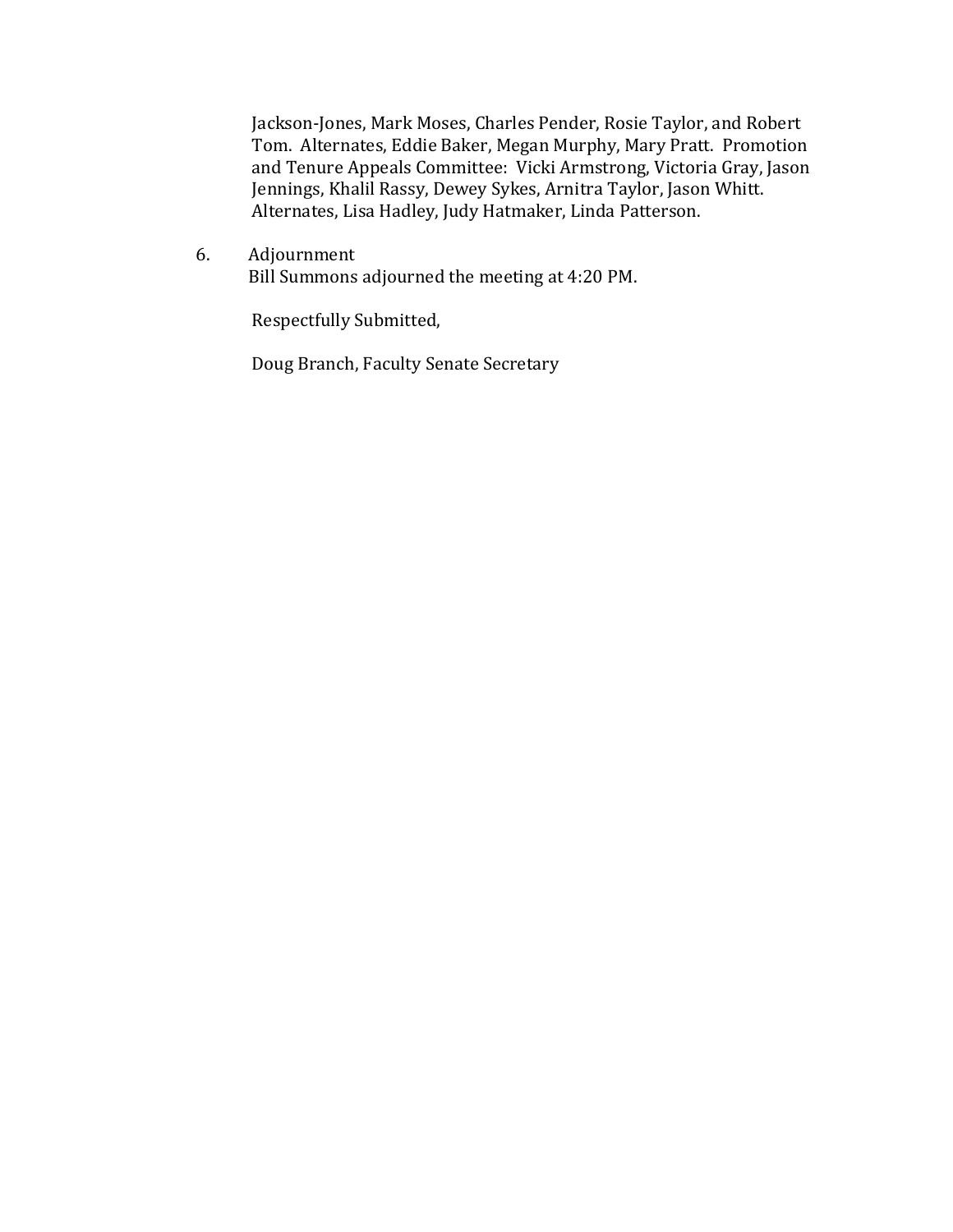Jackson-Jones, Mark Moses, Charles Pender, Rosie Taylor, and Robert Tom. Alternates, Eddie Baker, Megan Murphy, Mary Pratt. Promotion and Tenure Appeals Committee: Vicki Armstrong, Victoria Gray, Jason Jennings, Khalil Rassy, Dewey Sykes, Arnitra Taylor, Jason Whitt. Alternates, Lisa Hadley, Judy Hatmaker, Linda Patterson.

6. Adjournment
   Bill Summons adjourned the meeting at 4:20 PM.

   Respectfully Submitted,

   Doug Branch, Faculty Senate Secretary